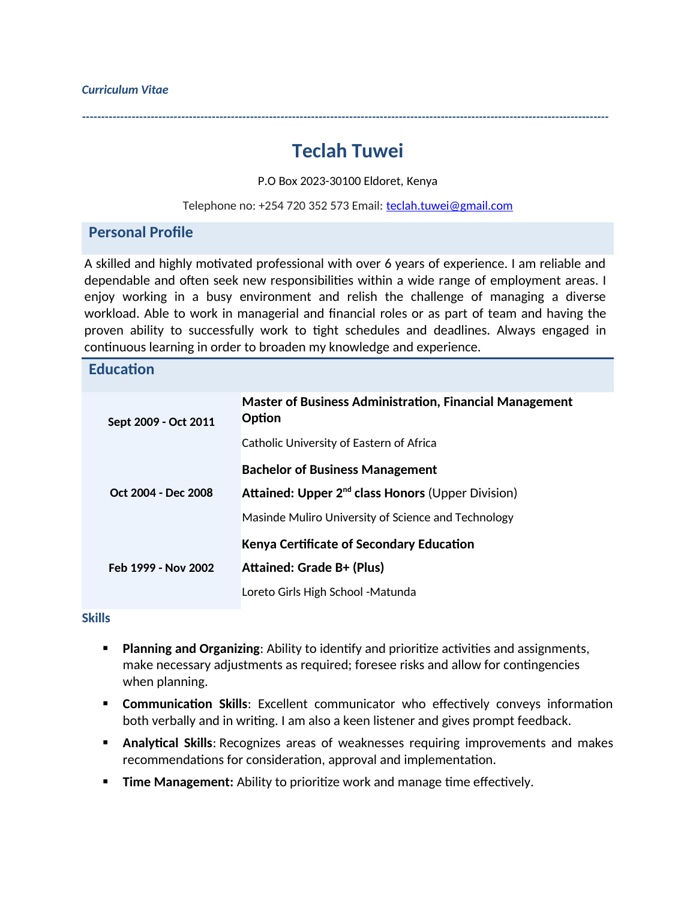*Curriculum Vitae*

---

# Teclah Tuwei

P.O Box 2023-30100 Eldoret, Kenya

Telephone no: +254 720 352 573 Email: teclah.tuwei@gmail.com

## Personal Profile

A skilled and highly motivated professional with over 6 years of experience. I am reliable and dependable and often seek new responsibilities within a wide range of employment areas. I enjoy working in a busy environment and relish the challenge of managing a diverse workload. Able to work in managerial and financial roles or as part of team and having the proven ability to successfully work to tight schedules and deadlines. Always engaged in continuous learning in order to broaden my knowledge and experience.

## Education

| | |
|---|---|
| **Sept 2009 - Oct 2011** | **Master of Business Administration, Financial Management Option**<br>Catholic University of Eastern of Africa |
| **Oct 2004 - Dec 2008** | **Bachelor of Business Management**<br>**Attained: Upper 2nd class Honors** (Upper Division)<br>Masinde Muliro University of Science and Technology |
| **Feb 1999 - Nov 2002** | **Kenya Certificate of Secondary Education**<br>**Attained: Grade B+ (Plus)**<br>Loreto Girls High School -Matunda |

### Skills

- **Planning and Organizing**: Ability to identify and prioritize activities and assignments, make necessary adjustments as required; foresee risks and allow for contingencies when planning.
- **Communication Skills**: Excellent communicator who effectively conveys information both verbally and in writing. I am also a keen listener and gives prompt feedback.
- **Analytical Skills**: Recognizes areas of weaknesses requiring improvements and makes recommendations for consideration, approval and implementation.
- **Time Management:** Ability to prioritize work and manage time effectively.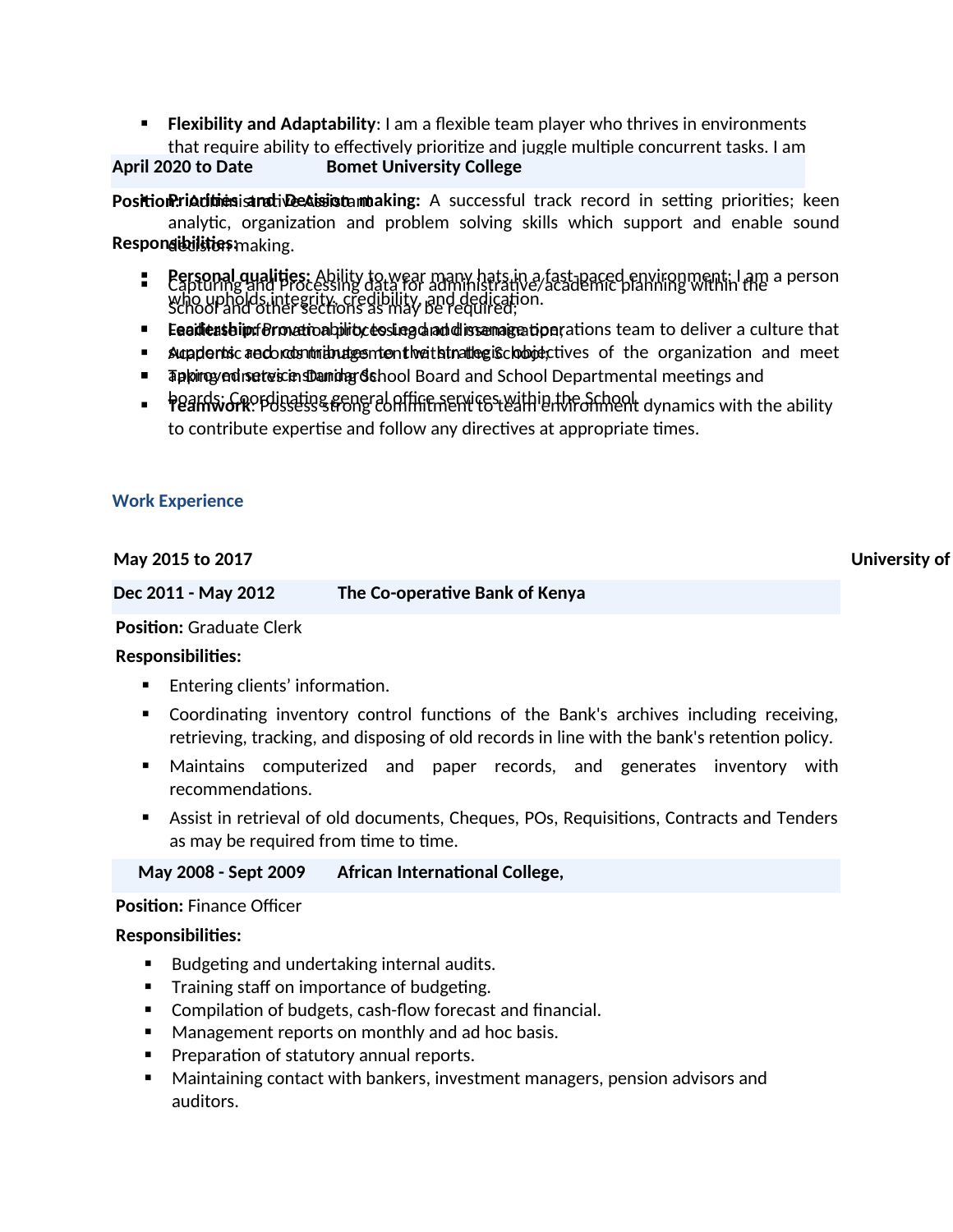- **Flexibility and Adaptability**: I am a flexible team player who thrives in environments that require ability to effectively prioritize and juggle multiple concurrent tasks. I am
- **Priorities and Decision making:** A successful track record in setting priorities; keen analytic, organization and problem solving skills which support and enable sound decision making.
- **Personal qualities:** Ability to wear many hats in a fast-paced environment; I am a person who upholds integrity, credibility, and dedication.
- **Leadership:** Proven ability to lead and manage operations team to deliver a culture that supports and contributes to the strategic objectives of the organization and meet improved service standards.
- **Teamwork**: Possess strong commitment to team environment dynamics with the ability to contribute expertise and follow any directives at appropriate times.

**April 2020 to Date** **Bomet University College**

**Position:** Administrative Assistant

**Responsibilities:**

- Capturing and Processing data for administrative/academic planning within the School and other sections as may be required;
- Facilitate information processing and dissemination;
- Academic records management within the School;
- Taking minutes in the Dean's School Board and School Departmental meetings and boards; Coordinating general office services within the School.

## Work Experience

**May 2015 to 2017** **University of**

**Dec 2011 - May 2012** **The Co-operative Bank of Kenya**

**Position:** Graduate Clerk

**Responsibilities:**

- Entering clients' information.
- Coordinating inventory control functions of the Bank's archives including receiving, retrieving, tracking, and disposing of old records in line with the bank's retention policy.
- Maintains computerized and paper records, and generates inventory with recommendations.
- Assist in retrieval of old documents, Cheques, POs, Requisitions, Contracts and Tenders as may be required from time to time.

**May 2008 - Sept 2009** **African International College,**

**Position:** Finance Officer

**Responsibilities:**

- Budgeting and undertaking internal audits.
- Training staff on importance of budgeting.
- Compilation of budgets, cash-flow forecast and financial.
- Management reports on monthly and ad hoc basis.
- Preparation of statutory annual reports.
- Maintaining contact with bankers, investment managers, pension advisors and auditors.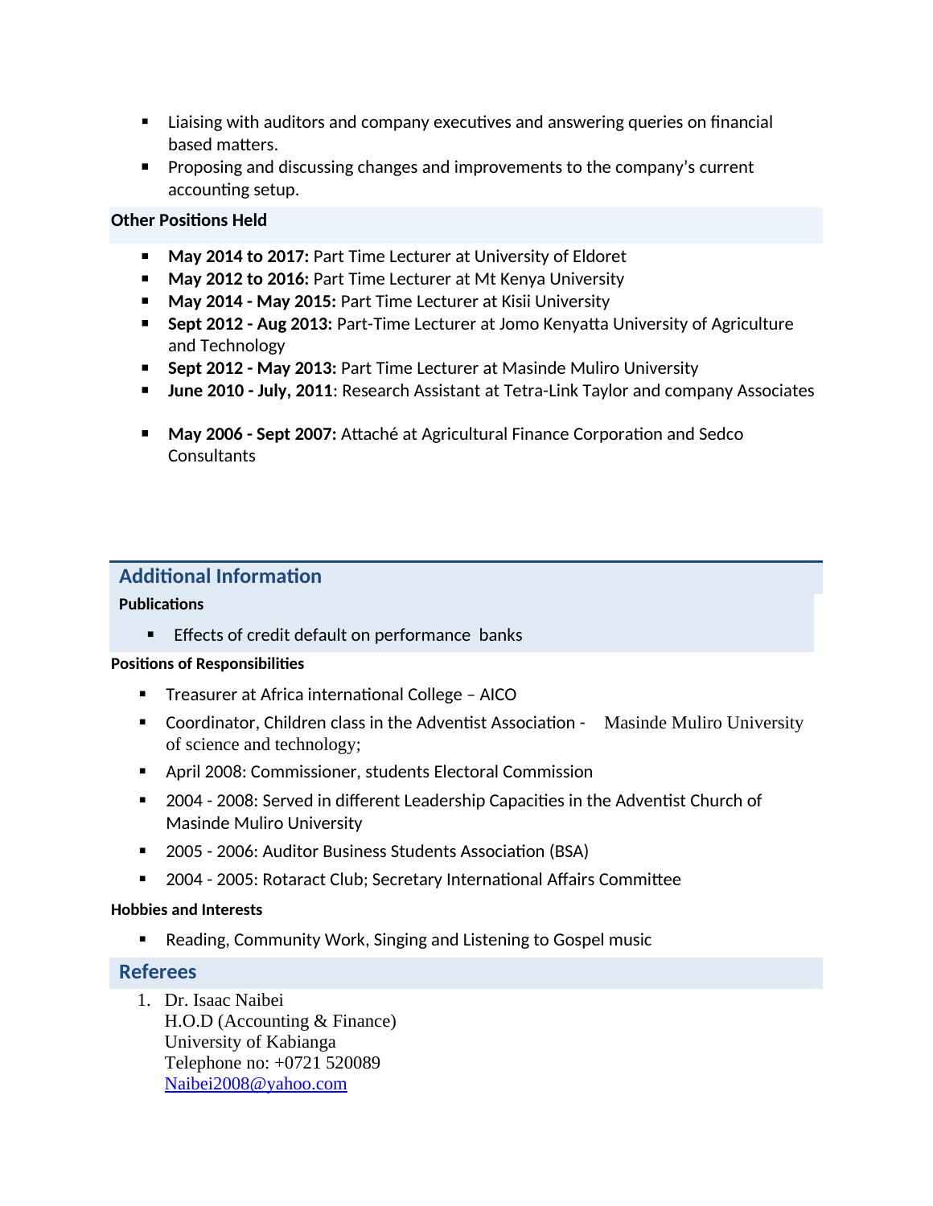- Liaising with auditors and company executives and answering queries on financial based matters.
- Proposing and discussing changes and improvements to the company's current accounting setup.

**Other Positions Held**

- **May 2014 to 2017:** Part Time Lecturer at University of Eldoret
- **May 2012 to 2016:** Part Time Lecturer at Mt Kenya University
- **May 2014 - May 2015:** Part Time Lecturer at Kisii University
- **Sept 2012 - Aug 2013:** Part-Time Lecturer at Jomo Kenyatta University of Agriculture and Technology
- **Sept 2012 - May 2013:** Part Time Lecturer at Masinde Muliro University
- **June 2010 - July, 2011**: Research Assistant at Tetra-Link Taylor and company Associates
- **May 2006 - Sept 2007:** Attaché at Agricultural Finance Corporation and Sedco Consultants

## Additional Information

**Publications**

- Effects of credit default on performance banks

**Positions of Responsibilities**

- Treasurer at Africa international College – AICO
- Coordinator, Children class in the Adventist Association - Masinde Muliro University of science and technology;
- April 2008: Commissioner, students Electoral Commission
- 2004 - 2008: Served in different Leadership Capacities in the Adventist Church of Masinde Muliro University
- 2005 - 2006: Auditor Business Students Association (BSA)
- 2004 - 2005: Rotaract Club; Secretary International Affairs Committee

**Hobbies and Interests**

- Reading, Community Work, Singing and Listening to Gospel music

## Referees

1. Dr. Isaac Naibei
   H.O.D (Accounting & Finance)
   University of Kabianga
   Telephone no: +0721 520089
   Naibei2008@yahoo.com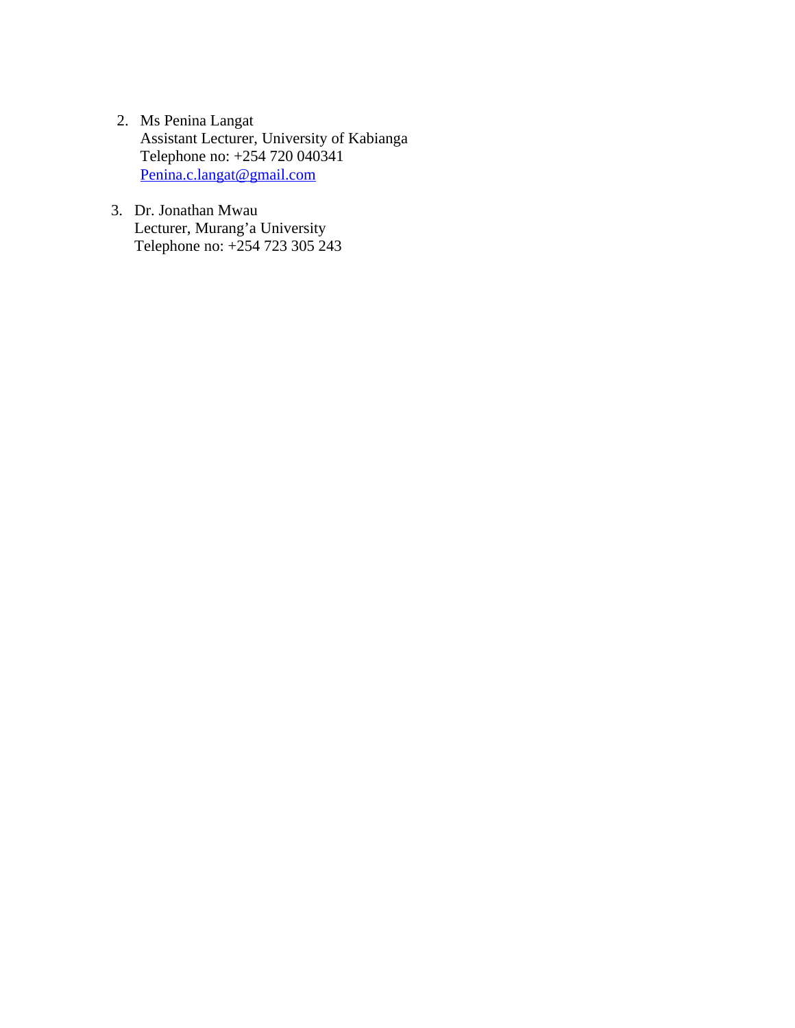2. Ms Penina Langat  
   Assistant Lecturer, University of Kabianga  
   Telephone no: +254 720 040341  
   Penina.c.langat@gmail.com

3. Dr. Jonathan Mwau  
   Lecturer, Murang'a University  
   Telephone no: +254 723 305 243